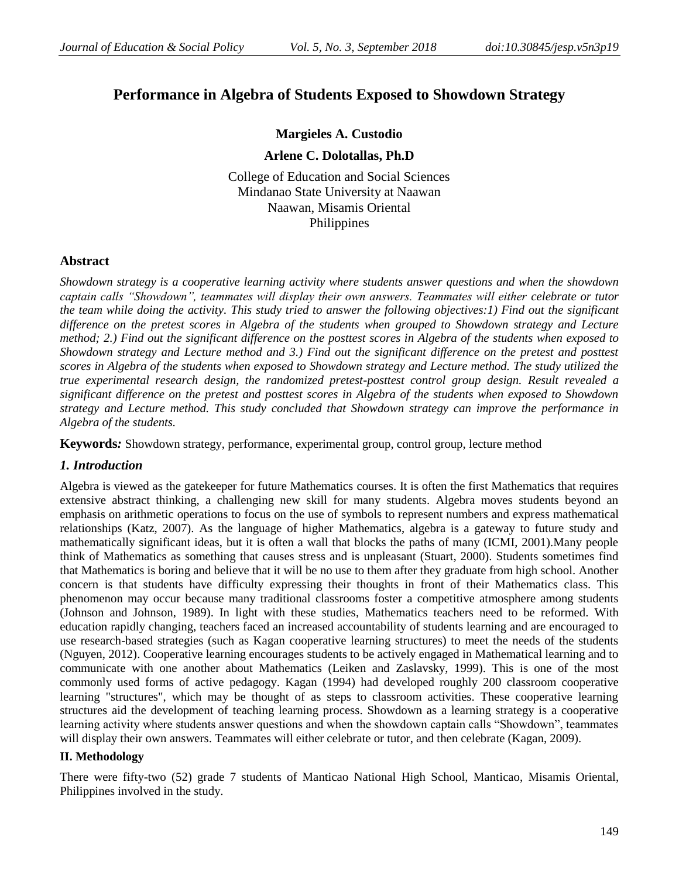# Performance in Algebra of Students Exposed to Showdown Strategy

**Margieles A. Custodio**

**Arlene C. Dolotallas, Ph.D**

College of Education and Social Sciences
Mindanao State University at Naawan
Naawan, Misamis Oriental
Philippines

## Abstract

*Showdown strategy is a cooperative learning activity where students answer questions and when the showdown captain calls "Showdown", teammates will display their own answers. Teammates will either celebrate or tutor the team while doing the activity. This study tried to answer the following objectives:1) Find out the significant difference on the pretest scores in Algebra of the students when grouped to Showdown strategy and Lecture method; 2.) Find out the significant difference on the posttest scores in Algebra of the students when exposed to Showdown strategy and Lecture method and 3.) Find out the significant difference on the pretest and posttest scores in Algebra of the students when exposed to Showdown strategy and Lecture method. The study utilized the true experimental research design, the randomized pretest-posttest control group design. Result revealed a significant difference on the pretest and posttest scores in Algebra of the students when exposed to Showdown strategy and Lecture method. This study concluded that Showdown strategy can improve the performance in Algebra of the students.*

**Keywords***:* Showdown strategy, performance, experimental group, control group, lecture method

## *1. Introduction*

Algebra is viewed as the gatekeeper for future Mathematics courses. It is often the first Mathematics that requires extensive abstract thinking, a challenging new skill for many students. Algebra moves students beyond an emphasis on arithmetic operations to focus on the use of symbols to represent numbers and express mathematical relationships (Katz, 2007). As the language of higher Mathematics, algebra is a gateway to future study and mathematically significant ideas, but it is often a wall that blocks the paths of many (ICMI, 2001).Many people think of Mathematics as something that causes stress and is unpleasant (Stuart, 2000). Students sometimes find that Mathematics is boring and believe that it will be no use to them after they graduate from high school. Another concern is that students have difficulty expressing their thoughts in front of their Mathematics class. This phenomenon may occur because many traditional classrooms foster a competitive atmosphere among students (Johnson and Johnson, 1989). In light with these studies, Mathematics teachers need to be reformed. With education rapidly changing, teachers faced an increased accountability of students learning and are encouraged to use research-based strategies (such as Kagan cooperative learning structures) to meet the needs of the students (Nguyen, 2012). Cooperative learning encourages students to be actively engaged in Mathematical learning and to communicate with one another about Mathematics (Leiken and Zaslavsky, 1999). This is one of the most commonly used forms of active pedagogy. Kagan (1994) had developed roughly 200 classroom cooperative learning "structures", which may be thought of as steps to classroom activities. These cooperative learning structures aid the development of teaching learning process. Showdown as a learning strategy is a cooperative learning activity where students answer questions and when the showdown captain calls "Showdown", teammates will display their own answers. Teammates will either celebrate or tutor, and then celebrate (Kagan, 2009).

### II. Methodology

There were fifty-two (52) grade 7 students of Manticao National High School, Manticao, Misamis Oriental, Philippines involved in the study.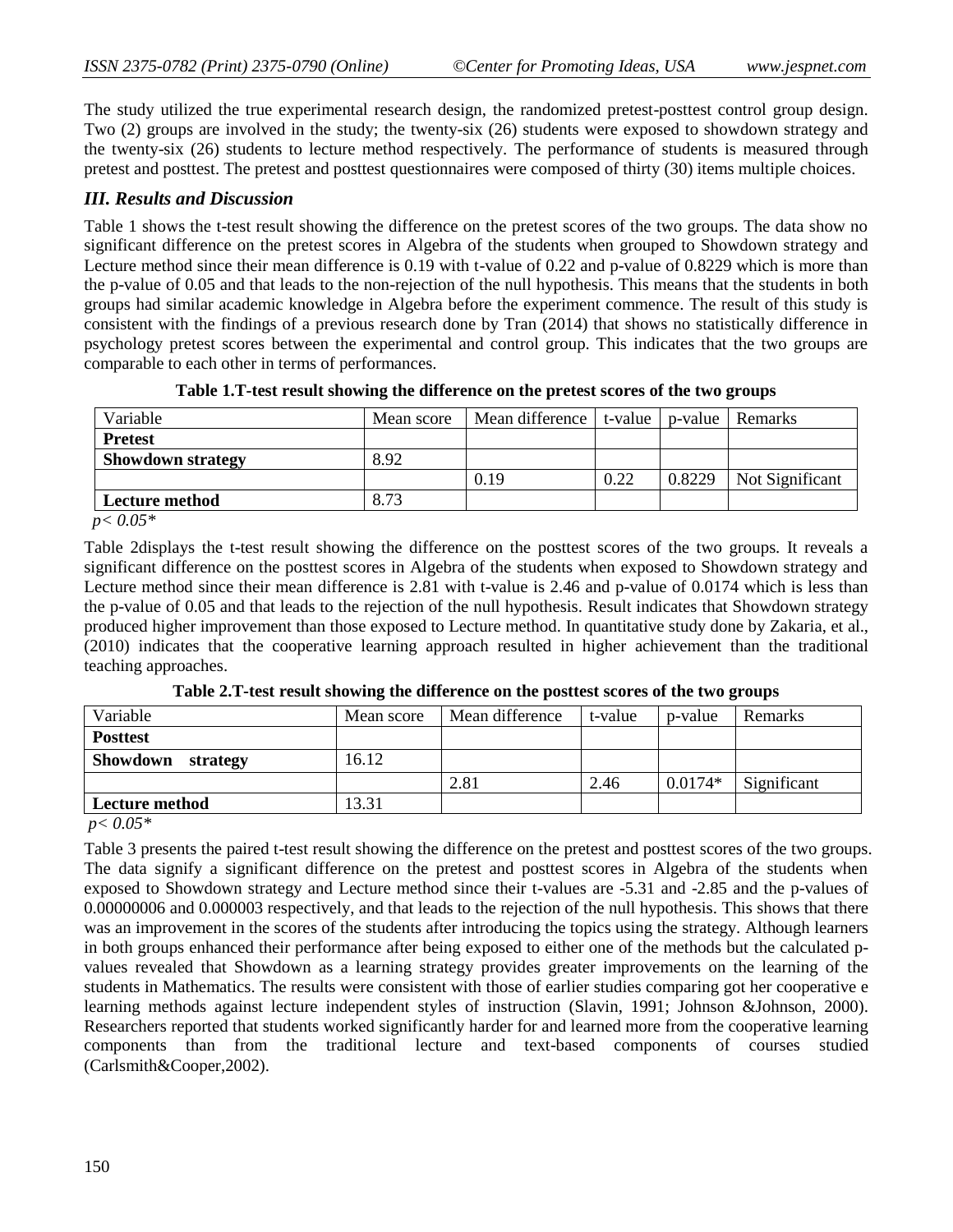The study utilized the true experimental research design, the randomized pretest-posttest control group design. Two (2) groups are involved in the study; the twenty-six (26) students were exposed to showdown strategy and the twenty-six (26) students to lecture method respectively. The performance of students is measured through pretest and posttest. The pretest and posttest questionnaires were composed of thirty (30) items multiple choices.

### *III. Results and Discussion*

Table 1 shows the t-test result showing the difference on the pretest scores of the two groups. The data show no significant difference on the pretest scores in Algebra of the students when grouped to Showdown strategy and Lecture method since their mean difference is 0.19 with t-value of 0.22 and p-value of 0.8229 which is more than the p-value of 0.05 and that leads to the non-rejection of the null hypothesis. This means that the students in both groups had similar academic knowledge in Algebra before the experiment commence. The result of this study is consistent with the findings of a previous research done by Tran (2014) that shows no statistically difference in psychology pretest scores between the experimental and control group. This indicates that the two groups are comparable to each other in terms of performances.

**Table 1.T-test result showing the difference on the pretest scores of the two groups**

| Variable | Mean score | Mean difference | t-value | p-value | Remarks |
|---|---|---|---|---|---|
| **Pretest** | | | | | |
| **Showdown strategy** | 8.92 | | | | |
| | | 0.19 | 0.22 | 0.8229 | Not Significant |
| **Lecture method** | 8.73 | | | | |

*$p < 0.05$\**

Table 2displays the t-test result showing the difference on the posttest scores of the two groups. It reveals a significant difference on the posttest scores in Algebra of the students when exposed to Showdown strategy and Lecture method since their mean difference is 2.81 with t-value is 2.46 and p-value of 0.0174 which is less than the p-value of 0.05 and that leads to the rejection of the null hypothesis. Result indicates that Showdown strategy produced higher improvement than those exposed to Lecture method. In quantitative study done by Zakaria, et al., (2010) indicates that the cooperative learning approach resulted in higher achievement than the traditional teaching approaches.

**Table 2.T-test result showing the difference on the posttest scores of the two groups**

| Variable | Mean score | Mean difference | t-value | p-value | Remarks |
|---|---|---|---|---|---|
| **Posttest** | | | | | |
| **Showdown strategy** | 16.12 | | | | |
| | | 2.81 | 2.46 | 0.0174* | Significant |
| **Lecture method** | 13.31 | | | | |

*$p < 0.05$\**

Table 3 presents the paired t-test result showing the difference on the pretest and posttest scores of the two groups. The data signify a significant difference on the pretest and posttest scores in Algebra of the students when exposed to Showdown strategy and Lecture method since their t-values are -5.31 and -2.85 and the p-values of 0.00000006 and 0.000003 respectively, and that leads to the rejection of the null hypothesis. This shows that there was an improvement in the scores of the students after introducing the topics using the strategy. Although learners in both groups enhanced their performance after being exposed to either one of the methods but the calculated p-values revealed that Showdown as a learning strategy provides greater improvements on the learning of the students in Mathematics. The results were consistent with those of earlier studies comparing got her cooperative e learning methods against lecture independent styles of instruction (Slavin, 1991; Johnson &Johnson, 2000). Researchers reported that students worked significantly harder for and learned more from the cooperative learning components than from the traditional lecture and text-based components of courses studied (Carlsmith&Cooper,2002).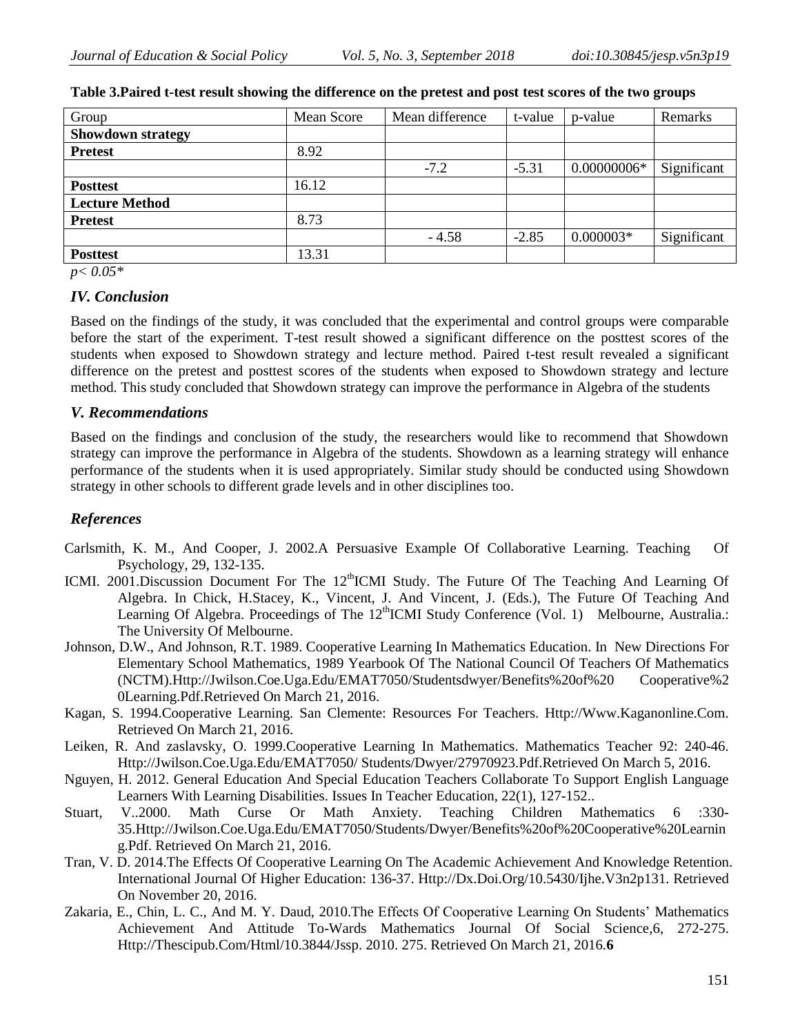**Table 3.Paired t-test result showing the difference on the pretest and post test scores of the two groups**

| Group | Mean Score | Mean difference | t-value | p-value | Remarks |
|---|---|---|---|---|---|
| **Showdown strategy** | | | | | |
| **Pretest** | 8.92 | | | | |
| | | -7.2 | -5.31 | 0.00000006* | Significant |
| **Posttest** | 16.12 | | | | |
| **Lecture Method** | | | | | |
| **Pretest** | 8.73 | | | | |
| | | - 4.58 | -2.85 | 0.000003* | Significant |
| **Posttest** | 13.31 | | | | |

*p< 0.05**

## IV. Conclusion

Based on the findings of the study, it was concluded that the experimental and control groups were comparable before the start of the experiment. T-test result showed a significant difference on the posttest scores of the students when exposed to Showdown strategy and lecture method. Paired t-test result revealed a significant difference on the pretest and posttest scores of the students when exposed to Showdown strategy and lecture method. This study concluded that Showdown strategy can improve the performance in Algebra of the students

## V. Recommendations

Based on the findings and conclusion of the study, the researchers would like to recommend that Showdown strategy can improve the performance in Algebra of the students. Showdown as a learning strategy will enhance performance of the students when it is used appropriately. Similar study should be conducted using Showdown strategy in other schools to different grade levels and in other disciplines too.

## References

Carlsmith, K. M., And Cooper, J. 2002.A Persuasive Example Of Collaborative Learning. Teaching Of Psychology, 29, 132-135.

ICMI. 2001.Discussion Document For The 12thICMI Study. The Future Of The Teaching And Learning Of Algebra. In Chick, H.Stacey, K., Vincent, J. And Vincent, J. (Eds.), The Future Of Teaching And Learning Of Algebra. Proceedings of The 12thICMI Study Conference (Vol. 1) Melbourne, Australia.: The University Of Melbourne.

Johnson, D.W., And Johnson, R.T. 1989. Cooperative Learning In Mathematics Education. In New Directions For Elementary School Mathematics, 1989 Yearbook Of The National Council Of Teachers Of Mathematics (NCTM).Http://Jwilson.Coe.Uga.Edu/EMAT7050/Studentsdwyer/Benefits%20of%20 Cooperative%20Learning.Pdf.Retrieved On March 21, 2016.

Kagan, S. 1994.Cooperative Learning. San Clemente: Resources For Teachers. Http://Www.Kaganonline.Com. Retrieved On March 21, 2016.

Leiken, R. And zaslavsky, O. 1999.Cooperative Learning In Mathematics. Mathematics Teacher 92: 240-46. Http://Jwilson.Coe.Uga.Edu/EMAT7050/ Students/Dwyer/27970923.Pdf.Retrieved On March 5, 2016.

Nguyen, H. 2012. General Education And Special Education Teachers Collaborate To Support English Language Learners With Learning Disabilities. Issues In Teacher Education, 22(1), 127-152..

Stuart, V..2000. Math Curse Or Math Anxiety. Teaching Children Mathematics 6 :330-35.Http://Jwilson.Coe.Uga.Edu/EMAT7050/Students/Dwyer/Benefits%20of%20Cooperative%20Learning.Pdf. Retrieved On March 21, 2016.

Tran, V. D. 2014.The Effects Of Cooperative Learning On The Academic Achievement And Knowledge Retention. International Journal Of Higher Education: 136-37. Http://Dx.Doi.Org/10.5430/Ijhe.V3n2p131. Retrieved On November 20, 2016.

Zakaria, E., Chin, L. C., And M. Y. Daud, 2010.The Effects Of Cooperative Learning On Students' Mathematics Achievement And Attitude To-Wards Mathematics Journal Of Social Science,6, 272-275. Http://Thescipub.Com/Html/10.3844/Jssp. 2010. 275. Retrieved On March 21, 2016.**6**